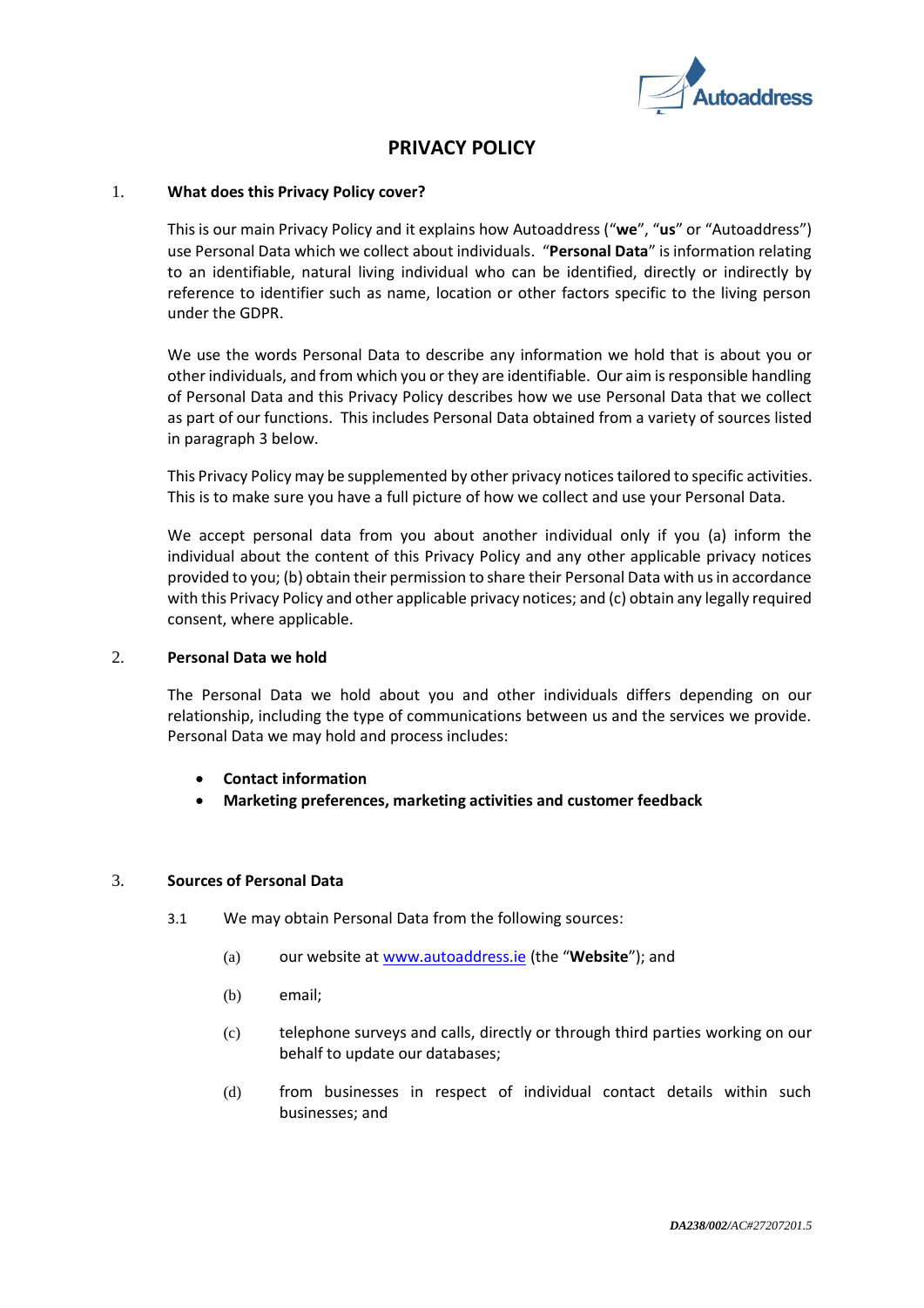# PRIVACY POLICY

## 1. What does this Privacy Policy cover?

This is our main Privacy Policy and it explains how Autoaddress ("**we**", "**us**" or "Autoaddress") use Personal Data which we collect about individuals. "**Personal Data**" is information relating to an identifiable, natural living individual who can be identified, directly or indirectly by reference to identifier such as name, location or other factors specific to the living person under the GDPR.

We use the words Personal Data to describe any information we hold that is about you or other individuals, and from which you or they are identifiable. Our aim is responsible handling of Personal Data and this Privacy Policy describes how we use Personal Data that we collect as part of our functions. This includes Personal Data obtained from a variety of sources listed in paragraph 3 below.

This Privacy Policy may be supplemented by other privacy notices tailored to specific activities. This is to make sure you have a full picture of how we collect and use your Personal Data.

We accept personal data from you about another individual only if you (a) inform the individual about the content of this Privacy Policy and any other applicable privacy notices provided to you; (b) obtain their permission to share their Personal Data with us in accordance with this Privacy Policy and other applicable privacy notices; and (c) obtain any legally required consent, where applicable.

## 2. Personal Data we hold

The Personal Data we hold about you and other individuals differs depending on our relationship, including the type of communications between us and the services we provide. Personal Data we may hold and process includes:

- **Contact information**
- **Marketing preferences, marketing activities and customer feedback**

## 3. Sources of Personal Data

3.1 We may obtain Personal Data from the following sources:

(a) our website at [www.autoaddress.ie](www.autoaddress.ie) (the "**Website**"); and

(b) email;

(c) telephone surveys and calls, directly or through third parties working on our behalf to update our databases;

(d) from businesses in respect of individual contact details within such businesses; and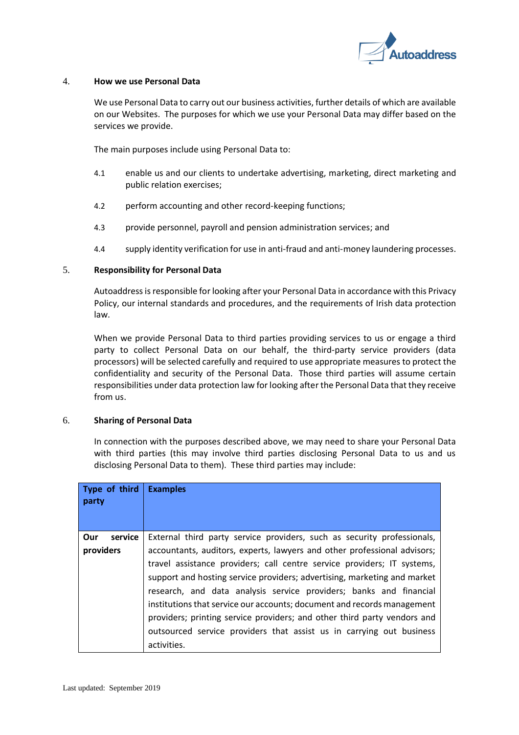## 4. How we use Personal Data

We use Personal Data to carry out our business activities, further details of which are available on our Websites. The purposes for which we use your Personal Data may differ based on the services we provide.

The main purposes include using Personal Data to:

4.1 enable us and our clients to undertake advertising, marketing, direct marketing and public relation exercises;

4.2 perform accounting and other record-keeping functions;

4.3 provide personnel, payroll and pension administration services; and

4.4 supply identity verification for use in anti-fraud and anti-money laundering processes.

## 5. Responsibility for Personal Data

Autoaddress is responsible for looking after your Personal Data in accordance with this Privacy Policy, our internal standards and procedures, and the requirements of Irish data protection law.

When we provide Personal Data to third parties providing services to us or engage a third party to collect Personal Data on our behalf, the third-party service providers (data processors) will be selected carefully and required to use appropriate measures to protect the confidentiality and security of the Personal Data. Those third parties will assume certain responsibilities under data protection law for looking after the Personal Data that they receive from us.

## 6. Sharing of Personal Data

In connection with the purposes described above, we may need to share your Personal Data with third parties (this may involve third parties disclosing Personal Data to us and us disclosing Personal Data to them). These third parties may include:

| Type of third party | Examples |
|---|---|
| **Our service providers** | External third party service providers, such as security professionals, accountants, auditors, experts, lawyers and other professional advisors; travel assistance providers; call centre service providers; IT systems, support and hosting service providers; advertising, marketing and market research, and data analysis service providers; banks and financial institutions that service our accounts; document and records management providers; printing service providers; and other third party vendors and outsourced service providers that assist us in carrying out business activities. |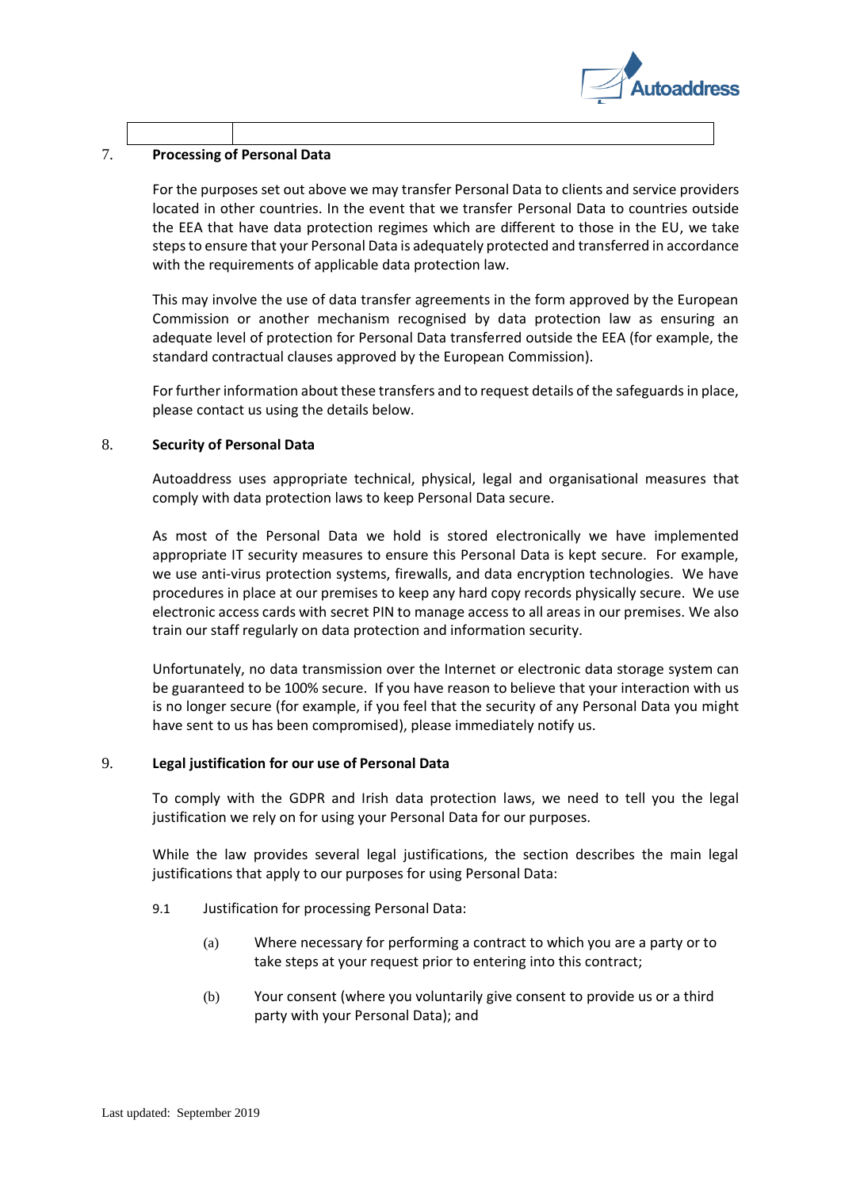## 7. Processing of Personal Data

For the purposes set out above we may transfer Personal Data to clients and service providers located in other countries. In the event that we transfer Personal Data to countries outside the EEA that have data protection regimes which are different to those in the EU, we take steps to ensure that your Personal Data is adequately protected and transferred in accordance with the requirements of applicable data protection law.

This may involve the use of data transfer agreements in the form approved by the European Commission or another mechanism recognised by data protection law as ensuring an adequate level of protection for Personal Data transferred outside the EEA (for example, the standard contractual clauses approved by the European Commission).

For further information about these transfers and to request details of the safeguards in place, please contact us using the details below.

## 8. Security of Personal Data

Autoaddress uses appropriate technical, physical, legal and organisational measures that comply with data protection laws to keep Personal Data secure.

As most of the Personal Data we hold is stored electronically we have implemented appropriate IT security measures to ensure this Personal Data is kept secure. For example, we use anti-virus protection systems, firewalls, and data encryption technologies. We have procedures in place at our premises to keep any hard copy records physically secure. We use electronic access cards with secret PIN to manage access to all areas in our premises. We also train our staff regularly on data protection and information security.

Unfortunately, no data transmission over the Internet or electronic data storage system can be guaranteed to be 100% secure. If you have reason to believe that your interaction with us is no longer secure (for example, if you feel that the security of any Personal Data you might have sent to us has been compromised), please immediately notify us.

## 9. Legal justification for our use of Personal Data

To comply with the GDPR and Irish data protection laws, we need to tell you the legal justification we rely on for using your Personal Data for our purposes.

While the law provides several legal justifications, the section describes the main legal justifications that apply to our purposes for using Personal Data:

9.1 Justification for processing Personal Data:

(a) Where necessary for performing a contract to which you are a party or to take steps at your request prior to entering into this contract;

(b) Your consent (where you voluntarily give consent to provide us or a third party with your Personal Data); and

Last updated: September 2019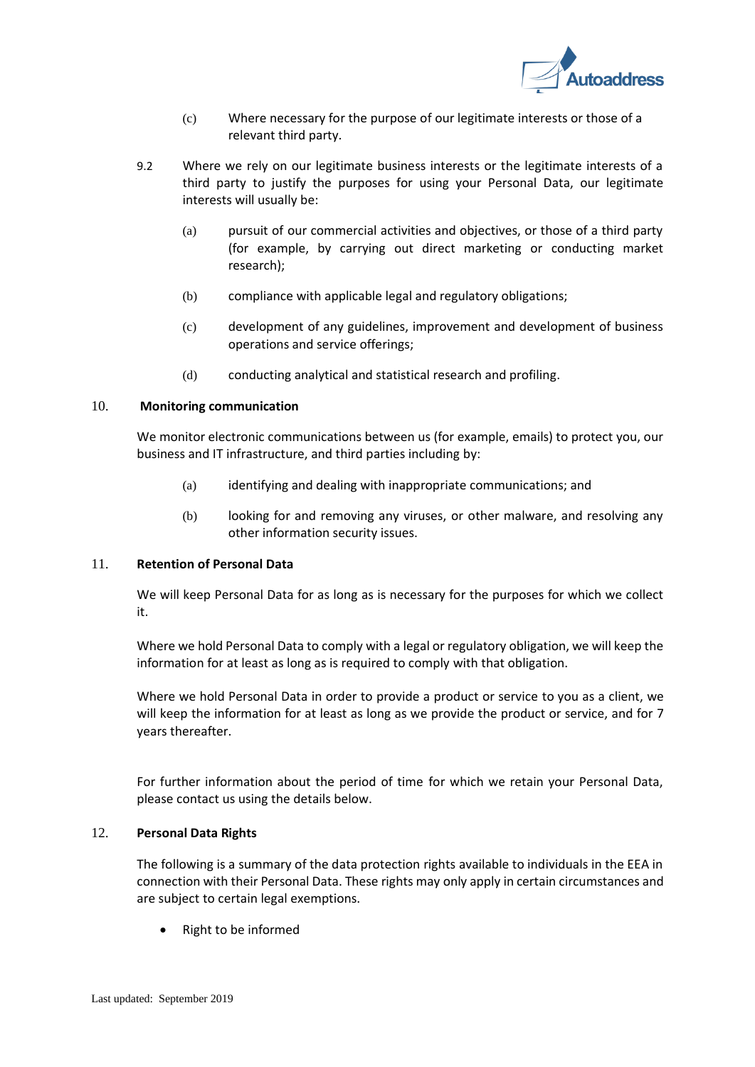(c) Where necessary for the purpose of our legitimate interests or those of a relevant third party.

9.2 Where we rely on our legitimate business interests or the legitimate interests of a third party to justify the purposes for using your Personal Data, our legitimate interests will usually be:

(a) pursuit of our commercial activities and objectives, or those of a third party (for example, by carrying out direct marketing or conducting market research);

(b) compliance with applicable legal and regulatory obligations;

(c) development of any guidelines, improvement and development of business operations and service offerings;

(d) conducting analytical and statistical research and profiling.

## 10. Monitoring communication

We monitor electronic communications between us (for example, emails) to protect you, our business and IT infrastructure, and third parties including by:

(a) identifying and dealing with inappropriate communications; and

(b) looking for and removing any viruses, or other malware, and resolving any other information security issues.

## 11. Retention of Personal Data

We will keep Personal Data for as long as is necessary for the purposes for which we collect it.

Where we hold Personal Data to comply with a legal or regulatory obligation, we will keep the information for at least as long as is required to comply with that obligation.

Where we hold Personal Data in order to provide a product or service to you as a client, we will keep the information for at least as long as we provide the product or service, and for 7 years thereafter.

For further information about the period of time for which we retain your Personal Data, please contact us using the details below.

## 12. Personal Data Rights

The following is a summary of the data protection rights available to individuals in the EEA in connection with their Personal Data. These rights may only apply in certain circumstances and are subject to certain legal exemptions.

- Right to be informed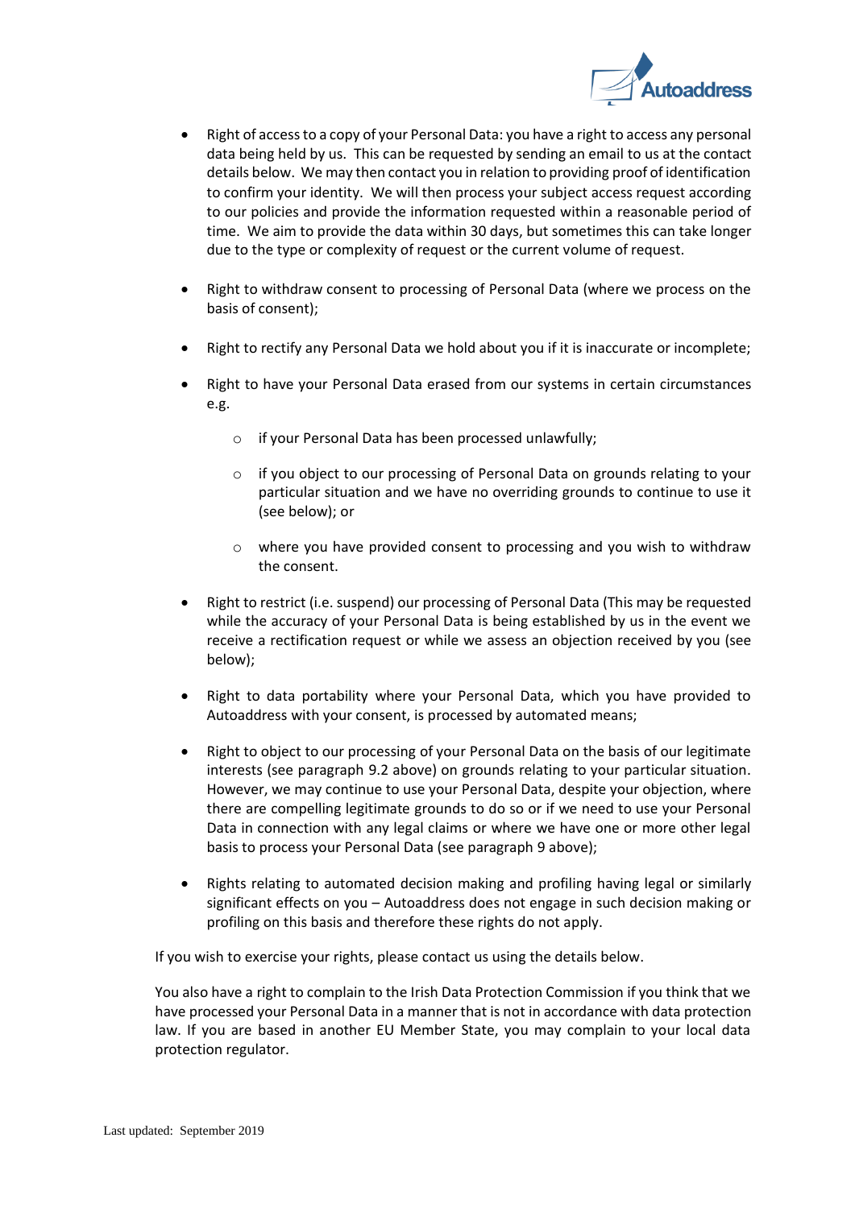- Right of access to a copy of your Personal Data: you have a right to access any personal data being held by us. This can be requested by sending an email to us at the contact details below. We may then contact you in relation to providing proof of identification to confirm your identity. We will then process your subject access request according to our policies and provide the information requested within a reasonable period of time. We aim to provide the data within 30 days, but sometimes this can take longer due to the type or complexity of request or the current volume of request.

- Right to withdraw consent to processing of Personal Data (where we process on the basis of consent);

- Right to rectify any Personal Data we hold about you if it is inaccurate or incomplete;

- Right to have your Personal Data erased from our systems in certain circumstances e.g.

  - if your Personal Data has been processed unlawfully;

  - if you object to our processing of Personal Data on grounds relating to your particular situation and we have no overriding grounds to continue to use it (see below); or

  - where you have provided consent to processing and you wish to withdraw the consent.

- Right to restrict (i.e. suspend) our processing of Personal Data (This may be requested while the accuracy of your Personal Data is being established by us in the event we receive a rectification request or while we assess an objection received by you (see below);

- Right to data portability where your Personal Data, which you have provided to Autoaddress with your consent, is processed by automated means;

- Right to object to our processing of your Personal Data on the basis of our legitimate interests (see paragraph 9.2 above) on grounds relating to your particular situation. However, we may continue to use your Personal Data, despite your objection, where there are compelling legitimate grounds to do so or if we need to use your Personal Data in connection with any legal claims or where we have one or more other legal basis to process your Personal Data (see paragraph 9 above);

- Rights relating to automated decision making and profiling having legal or similarly significant effects on you – Autoaddress does not engage in such decision making or profiling on this basis and therefore these rights do not apply.

If you wish to exercise your rights, please contact us using the details below.

You also have a right to complain to the Irish Data Protection Commission if you think that we have processed your Personal Data in a manner that is not in accordance with data protection law. If you are based in another EU Member State, you may complain to your local data protection regulator.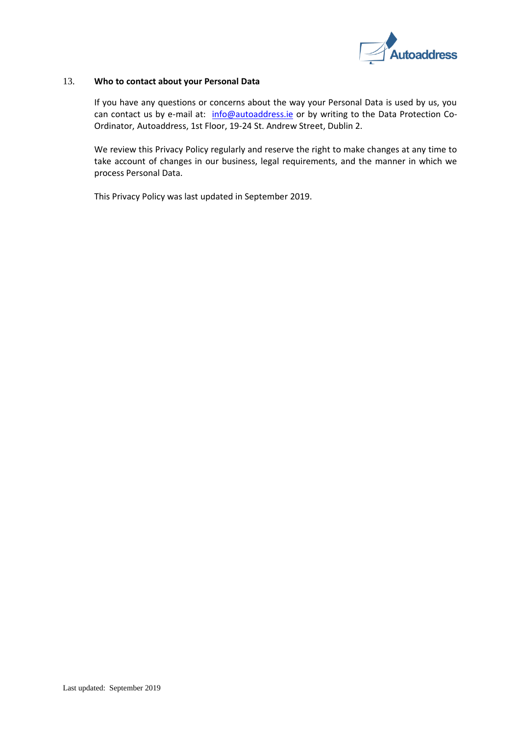## 13. Who to contact about your Personal Data

If you have any questions or concerns about the way your Personal Data is used by us, you can contact us by e-mail at: info@autoaddress.ie or by writing to the Data Protection Co-Ordinator, Autoaddress, 1st Floor, 19-24 St. Andrew Street, Dublin 2.

We review this Privacy Policy regularly and reserve the right to make changes at any time to take account of changes in our business, legal requirements, and the manner in which we process Personal Data.

This Privacy Policy was last updated in September 2019.